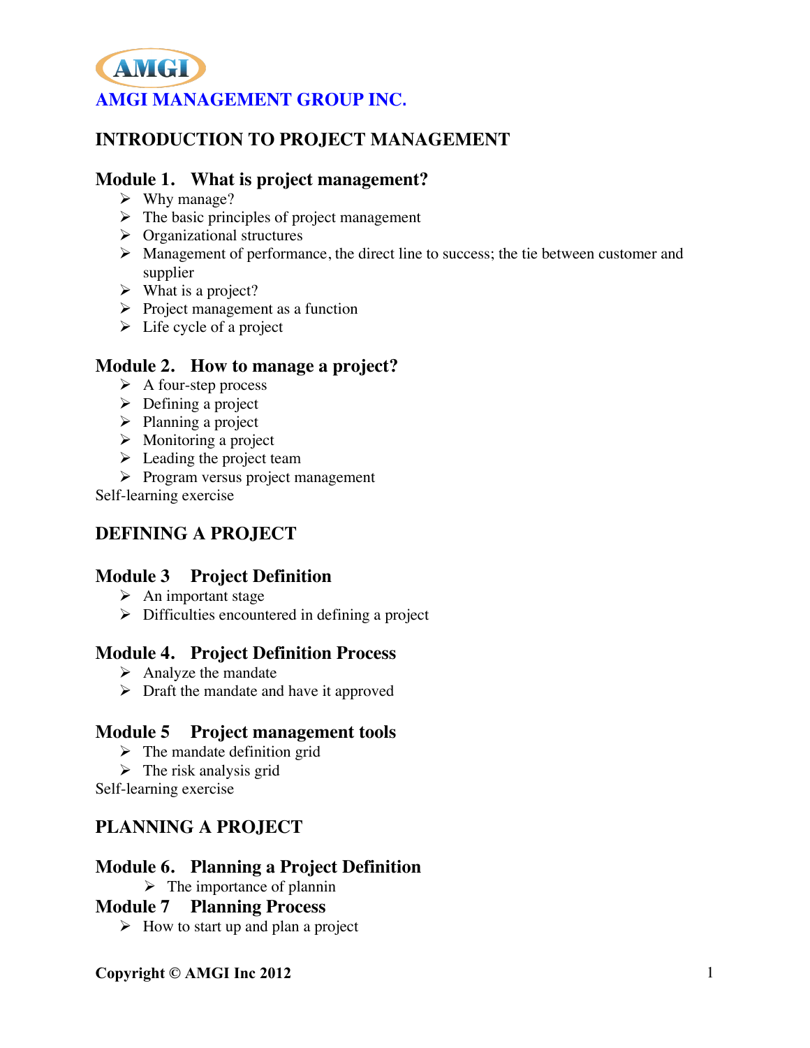**AMGI**

**AMGI MANAGEMENT GROUP INC.**

# INTRODUCTION TO PROJECT MANAGEMENT

## Module 1. What is project management?

- Why manage?
- The basic principles of project management
- Organizational structures
- Management of performance, the direct line to success; the tie between customer and supplier
- What is a project?
- Project management as a function
- Life cycle of a project

## Module 2. How to manage a project?

- A four-step process
- Defining a project
- Planning a project
- Monitoring a project
- Leading the project team
- Program versus project management

Self-learning exercise

# DEFINING A PROJECT

## Module 3 Project Definition

- An important stage
- Difficulties encountered in defining a project

## Module 4. Project Definition Process

- Analyze the mandate
- Draft the mandate and have it approved

## Module 5 Project management tools

- The mandate definition grid
- The risk analysis grid

Self-learning exercise

# PLANNING A PROJECT

## Module 6. Planning a Project Definition

- The importance of plannin

## Module 7 Planning Process

- How to start up and plan a project

**Copyright © AMGI Inc 2012**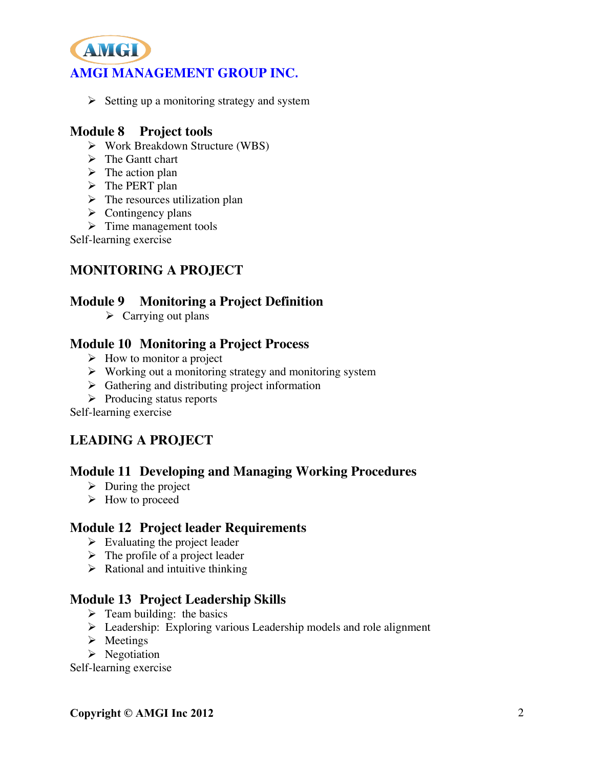- Setting up a monitoring strategy and system

## Module 8 Project tools

- Work Breakdown Structure (WBS)
- The Gantt chart
- The action plan
- The PERT plan
- The resources utilization plan
- Contingency plans
- Time management tools

Self-learning exercise

# MONITORING A PROJECT

## Module 9 Monitoring a Project Definition

- Carrying out plans

## Module 10 Monitoring a Project Process

- How to monitor a project
- Working out a monitoring strategy and monitoring system
- Gathering and distributing project information
- Producing status reports

Self-learning exercise

# LEADING A PROJECT

## Module 11 Developing and Managing Working Procedures

- During the project
- How to proceed

## Module 12 Project leader Requirements

- Evaluating the project leader
- The profile of a project leader
- Rational and intuitive thinking

## Module 13 Project Leadership Skills

- Team building: the basics
- Leadership: Exploring various Leadership models and role alignment
- Meetings
- Negotiation

Self-learning exercise